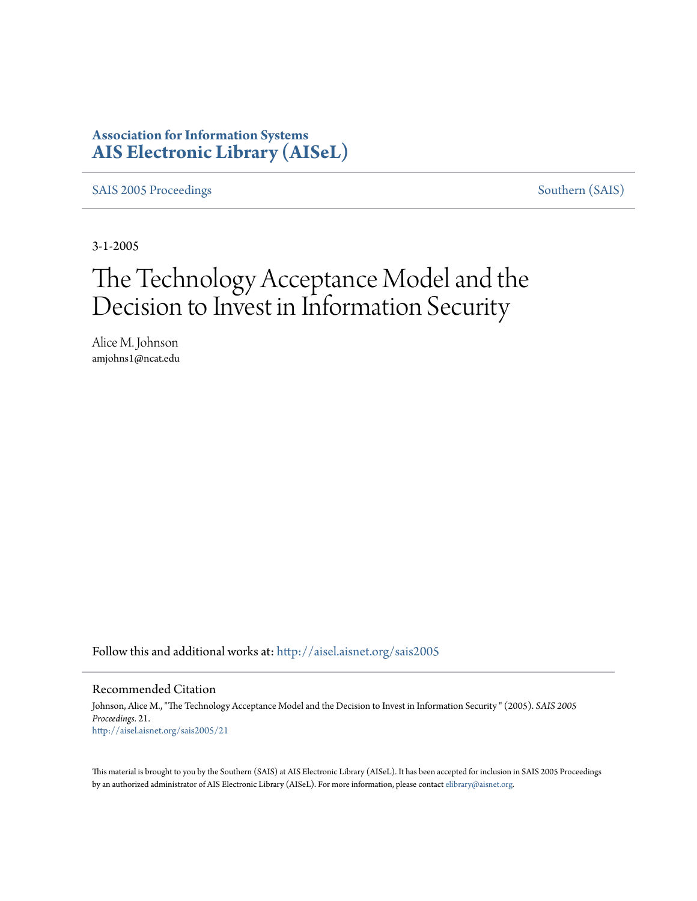**Association for Information Systems**
**AIS Electronic Library (AISeL)**

SAIS 2005 Proceedings | Southern (SAIS)

3-1-2005

# The Technology Acceptance Model and the Decision to Invest in Information Security

Alice M. Johnson
amjohns1@ncat.edu

Follow this and additional works at: http://aisel.aisnet.org/sais2005

## Recommended Citation

Johnson, Alice M., "The Technology Acceptance Model and the Decision to Invest in Information Security " (2005). *SAIS 2005 Proceedings*. 21.
http://aisel.aisnet.org/sais2005/21

This material is brought to you by the Southern (SAIS) at AIS Electronic Library (AISeL). It has been accepted for inclusion in SAIS 2005 Proceedings by an authorized administrator of AIS Electronic Library (AISeL). For more information, please contact elibrary@aisnet.org.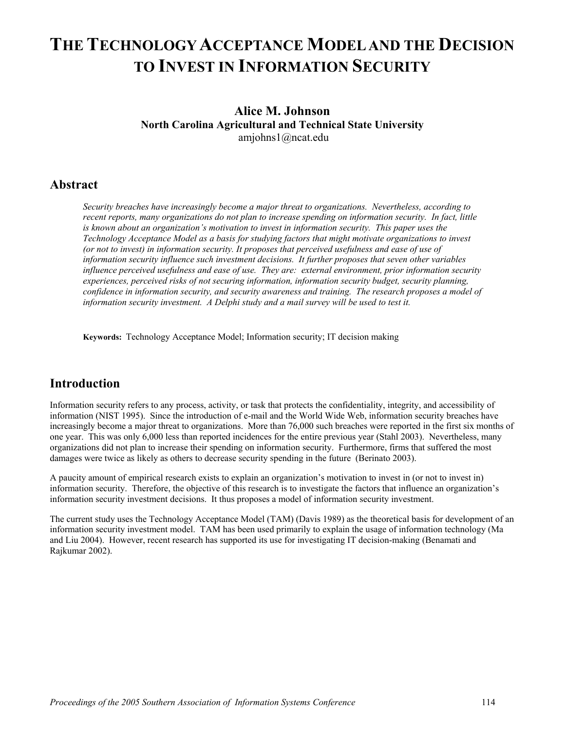# The Technology Acceptance Model and the Decision to Invest in Information Security

**Alice M. Johnson**
**North Carolina Agricultural and Technical State University**
amjohns1@ncat.edu

## Abstract

*Security breaches have increasingly become a major threat to organizations. Nevertheless, according to recent reports, many organizations do not plan to increase spending on information security. In fact, little is known about an organization's motivation to invest in information security. This paper uses the Technology Acceptance Model as a basis for studying factors that might motivate organizations to invest (or not to invest) in information security. It proposes that perceived usefulness and ease of use of information security influence such investment decisions. It further proposes that seven other variables influence perceived usefulness and ease of use. They are: external environment, prior information security experiences, perceived risks of not securing information, information security budget, security planning, confidence in information security, and security awareness and training. The research proposes a model of information security investment. A Delphi study and a mail survey will be used to test it.*

**Keywords:** Technology Acceptance Model; Information security; IT decision making

## Introduction

Information security refers to any process, activity, or task that protects the confidentiality, integrity, and accessibility of information (NIST 1995). Since the introduction of e-mail and the World Wide Web, information security breaches have increasingly become a major threat to organizations. More than 76,000 such breaches were reported in the first six months of one year. This was only 6,000 less than reported incidences for the entire previous year (Stahl 2003). Nevertheless, many organizations did not plan to increase their spending on information security. Furthermore, firms that suffered the most damages were twice as likely as others to decrease security spending in the future (Berinato 2003).

A paucity amount of empirical research exists to explain an organization's motivation to invest in (or not to invest in) information security. Therefore, the objective of this research is to investigate the factors that influence an organization's information security investment decisions. It thus proposes a model of information security investment.

The current study uses the Technology Acceptance Model (TAM) (Davis 1989) as the theoretical basis for development of an information security investment model. TAM has been used primarily to explain the usage of information technology (Ma and Liu 2004). However, recent research has supported its use for investigating IT decision-making (Benamati and Rajkumar 2002).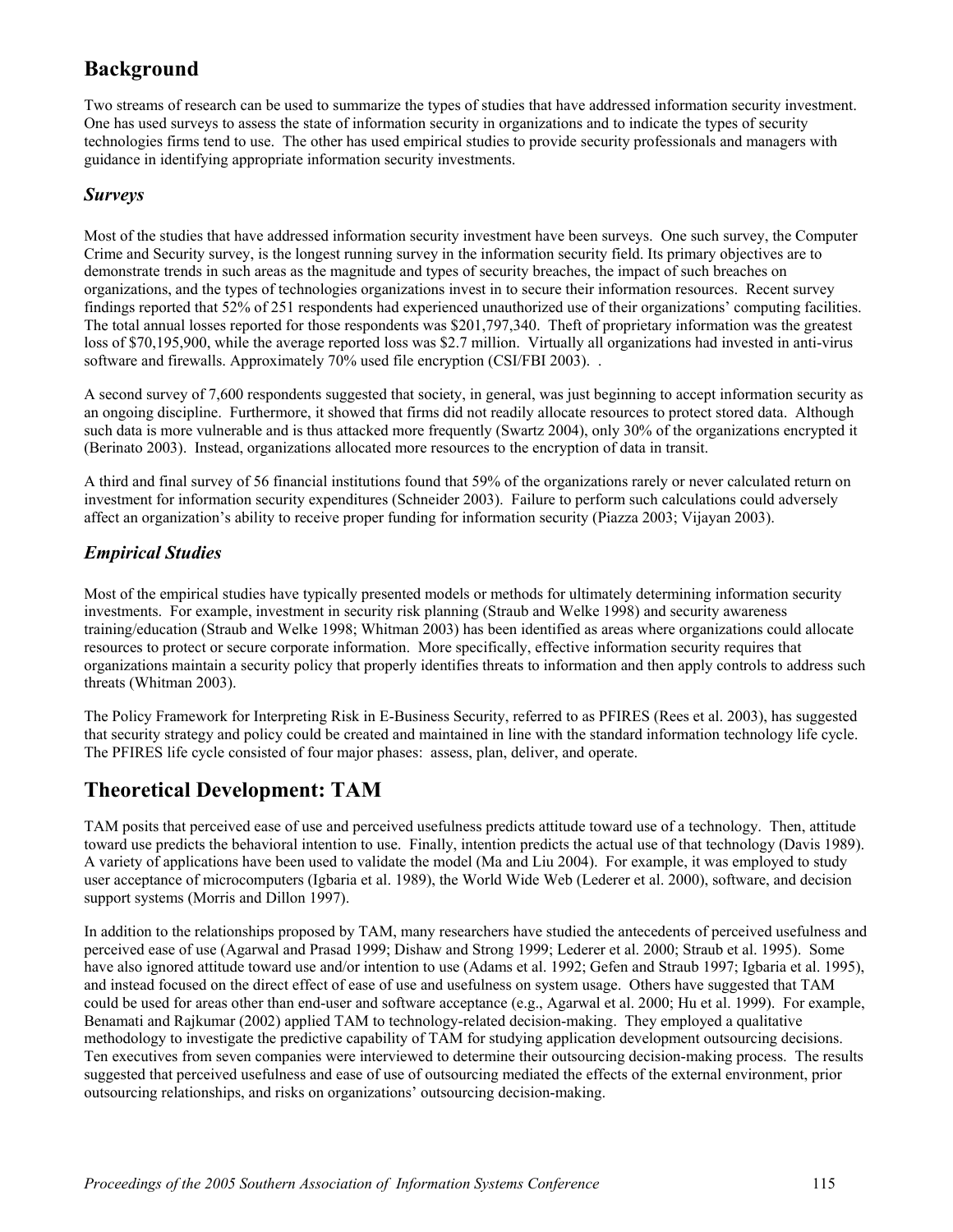## Background

Two streams of research can be used to summarize the types of studies that have addressed information security investment. One has used surveys to assess the state of information security in organizations and to indicate the types of security technologies firms tend to use. The other has used empirical studies to provide security professionals and managers with guidance in identifying appropriate information security investments.

### *Surveys*

Most of the studies that have addressed information security investment have been surveys. One such survey, the Computer Crime and Security survey, is the longest running survey in the information security field. Its primary objectives are to demonstrate trends in such areas as the magnitude and types of security breaches, the impact of such breaches on organizations, and the types of technologies organizations invest in to secure their information resources. Recent survey findings reported that 52% of 251 respondents had experienced unauthorized use of their organizations' computing facilities. The total annual losses reported for those respondents was $201,797,340. Theft of proprietary information was the greatest loss of $70,195,900, while the average reported loss was $2.7 million. Virtually all organizations had invested in anti-virus software and firewalls. Approximately 70% used file encryption (CSI/FBI 2003). .

A second survey of 7,600 respondents suggested that society, in general, was just beginning to accept information security as an ongoing discipline. Furthermore, it showed that firms did not readily allocate resources to protect stored data. Although such data is more vulnerable and is thus attacked more frequently (Swartz 2004), only 30% of the organizations encrypted it (Berinato 2003). Instead, organizations allocated more resources to the encryption of data in transit.

A third and final survey of 56 financial institutions found that 59% of the organizations rarely or never calculated return on investment for information security expenditures (Schneider 2003). Failure to perform such calculations could adversely affect an organization's ability to receive proper funding for information security (Piazza 2003; Vijayan 2003).

### *Empirical Studies*

Most of the empirical studies have typically presented models or methods for ultimately determining information security investments. For example, investment in security risk planning (Straub and Welke 1998) and security awareness training/education (Straub and Welke 1998; Whitman 2003) has been identified as areas where organizations could allocate resources to protect or secure corporate information. More specifically, effective information security requires that organizations maintain a security policy that properly identifies threats to information and then apply controls to address such threats (Whitman 2003).

The Policy Framework for Interpreting Risk in E-Business Security, referred to as PFIRES (Rees et al. 2003), has suggested that security strategy and policy could be created and maintained in line with the standard information technology life cycle. The PFIRES life cycle consisted of four major phases: assess, plan, deliver, and operate.

## Theoretical Development: TAM

TAM posits that perceived ease of use and perceived usefulness predicts attitude toward use of a technology. Then, attitude toward use predicts the behavioral intention to use. Finally, intention predicts the actual use of that technology (Davis 1989). A variety of applications have been used to validate the model (Ma and Liu 2004). For example, it was employed to study user acceptance of microcomputers (Igbaria et al. 1989), the World Wide Web (Lederer et al. 2000), software, and decision support systems (Morris and Dillon 1997).

In addition to the relationships proposed by TAM, many researchers have studied the antecedents of perceived usefulness and perceived ease of use (Agarwal and Prasad 1999; Dishaw and Strong 1999; Lederer et al. 2000; Straub et al. 1995). Some have also ignored attitude toward use and/or intention to use (Adams et al. 1992; Gefen and Straub 1997; Igbaria et al. 1995), and instead focused on the direct effect of ease of use and usefulness on system usage. Others have suggested that TAM could be used for areas other than end-user and software acceptance (e.g., Agarwal et al. 2000; Hu et al. 1999). For example, Benamati and Rajkumar (2002) applied TAM to technology-related decision-making. They employed a qualitative methodology to investigate the predictive capability of TAM for studying application development outsourcing decisions. Ten executives from seven companies were interviewed to determine their outsourcing decision-making process. The results suggested that perceived usefulness and ease of use of outsourcing mediated the effects of the external environment, prior outsourcing relationships, and risks on organizations' outsourcing decision-making.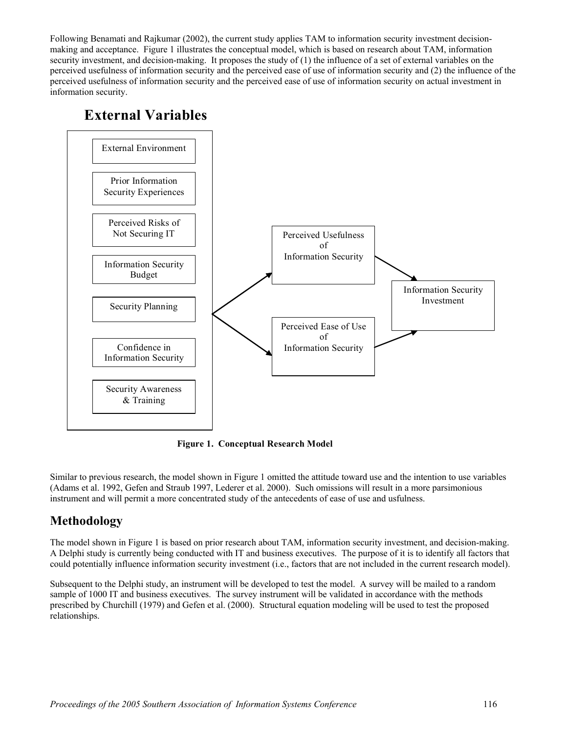Following Benamati and Rajkumar (2002), the current study applies TAM to information security investment decision-making and acceptance. Figure 1 illustrates the conceptual model, which is based on research about TAM, information security investment, and decision-making. It proposes the study of (1) the influence of a set of external variables on the perceived usefulness of information security and the perceived ease of use of information security and (2) the influence of the perceived usefulness of information security and the perceived ease of use of information security on actual investment in information security.

**External Variables**

- External Environment
- Prior Information Security Experiences
- Perceived Risks of Not Securing IT
- Information Security Budget
- Security Planning
- Confidence in Information Security
- Security Awareness & Training

External Variables → Perceived Usefulness of Information Security → Information Security Investment

External Variables → Perceived Ease of Use of Information Security → Information Security Investment

**Figure 1. Conceptual Research Model**

Similar to previous research, the model shown in Figure 1 omitted the attitude toward use and the intention to use variables (Adams et al. 1992, Gefen and Straub 1997, Lederer et al. 2000). Such omissions will result in a more parsimonious instrument and will permit a more concentrated study of the antecedents of ease of use and usfulness.

## Methodology

The model shown in Figure 1 is based on prior research about TAM, information security investment, and decision-making. A Delphi study is currently being conducted with IT and business executives. The purpose of it is to identify all factors that could potentially influence information security investment (i.e., factors that are not included in the current research model).

Subsequent to the Delphi study, an instrument will be developed to test the model. A survey will be mailed to a random sample of 1000 IT and business executives. The survey instrument will be validated in accordance with the methods prescribed by Churchill (1979) and Gefen et al. (2000). Structural equation modeling will be used to test the proposed relationships.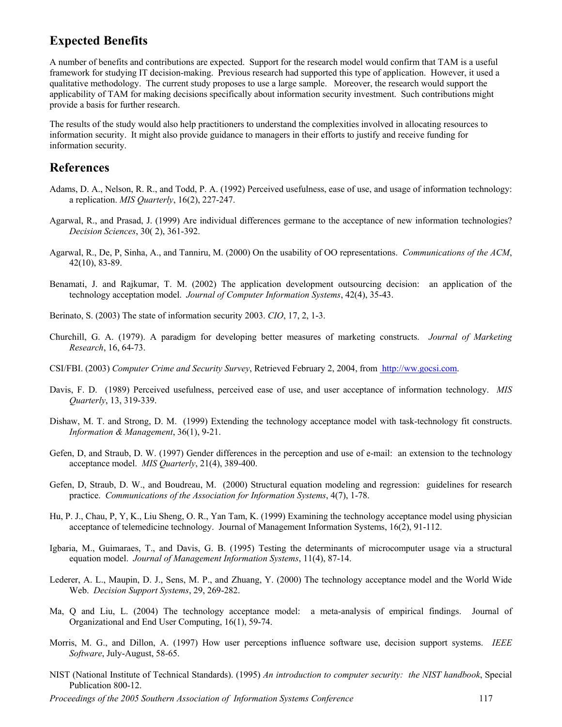## Expected Benefits

A number of benefits and contributions are expected. Support for the research model would confirm that TAM is a useful framework for studying IT decision-making. Previous research had supported this type of application. However, it used a qualitative methodology. The current study proposes to use a large sample. Moreover, the research would support the applicability of TAM for making decisions specifically about information security investment. Such contributions might provide a basis for further research.

The results of the study would also help practitioners to understand the complexities involved in allocating resources to information security. It might also provide guidance to managers in their efforts to justify and receive funding for information security.

## References

Adams, D. A., Nelson, R. R., and Todd, P. A. (1992) Perceived usefulness, ease of use, and usage of information technology: a replication. *MIS Quarterly*, 16(2), 227-247.

Agarwal, R., and Prasad, J. (1999) Are individual differences germane to the acceptance of new information technologies? *Decision Sciences*, 30( 2), 361-392.

Agarwal, R., De, P, Sinha, A., and Tanniru, M. (2000) On the usability of OO representations. *Communications of the ACM*, 42(10), 83-89.

Benamati, J. and Rajkumar, T. M. (2002) The application development outsourcing decision: an application of the technology acceptation model. *Journal of Computer Information Systems*, 42(4), 35-43.

Berinato, S. (2003) The state of information security 2003. *CIO*, 17, 2, 1-3.

Churchill, G. A. (1979). A paradigm for developing better measures of marketing constructs. *Journal of Marketing Research*, 16, 64-73.

CSI/FBI. (2003) *Computer Crime and Security Survey*, Retrieved February 2, 2004, from http://ww.gocsi.com.

Davis, F. D. (1989) Perceived usefulness, perceived ease of use, and user acceptance of information technology. *MIS Quarterly*, 13, 319-339.

Dishaw, M. T. and Strong, D. M. (1999) Extending the technology acceptance model with task-technology fit constructs. *Information & Management*, 36(1), 9-21.

Gefen, D, and Straub, D. W. (1997) Gender differences in the perception and use of e-mail: an extension to the technology acceptance model. *MIS Quarterly*, 21(4), 389-400.

Gefen, D, Straub, D. W., and Boudreau, M. (2000) Structural equation modeling and regression: guidelines for research practice. *Communications of the Association for Information Systems*, 4(7), 1-78.

Hu, P. J., Chau, P, Y, K., Liu Sheng, O. R., Yan Tam, K. (1999) Examining the technology acceptance model using physician acceptance of telemedicine technology. Journal of Management Information Systems, 16(2), 91-112.

Igbaria, M., Guimaraes, T., and Davis, G. B. (1995) Testing the determinants of microcomputer usage via a structural equation model. *Journal of Management Information Systems*, 11(4), 87-14.

Lederer, A. L., Maupin, D. J., Sens, M. P., and Zhuang, Y. (2000) The technology acceptance model and the World Wide Web. *Decision Support Systems*, 29, 269-282.

Ma, Q and Liu, L. (2004) The technology acceptance model: a meta-analysis of empirical findings. Journal of Organizational and End User Computing, 16(1), 59-74.

Morris, M. G., and Dillon, A. (1997) How user perceptions influence software use, decision support systems. *IEEE Software*, July-August, 58-65.

NIST (National Institute of Technical Standards). (1995) *An introduction to computer security: the NIST handbook*, Special Publication 800-12.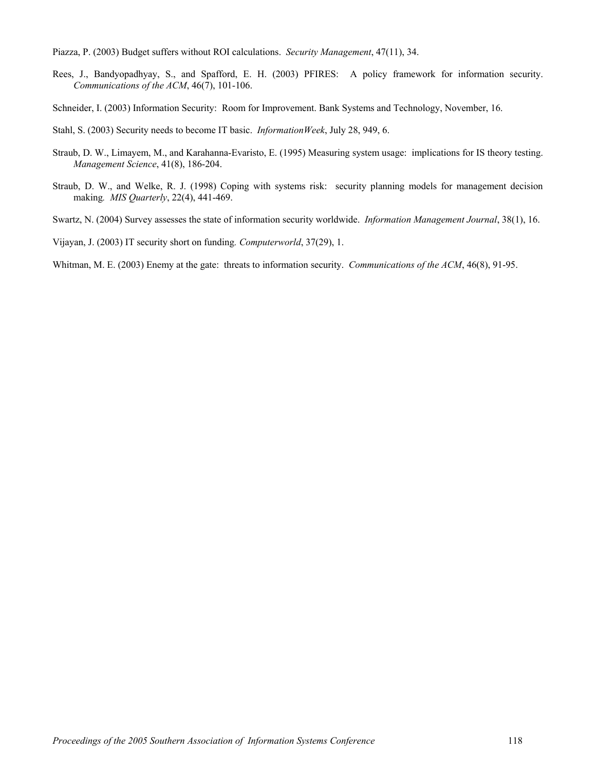Piazza, P. (2003) Budget suffers without ROI calculations. *Security Management*, 47(11), 34.

Rees, J., Bandyopadhyay, S., and Spafford, E. H. (2003) PFIRES: A policy framework for information security. *Communications of the ACM*, 46(7), 101-106.

Schneider, I. (2003) Information Security: Room for Improvement. Bank Systems and Technology, November, 16.

Stahl, S. (2003) Security needs to become IT basic. *InformationWeek*, July 28, 949, 6.

Straub, D. W., Limayem, M., and Karahanna-Evaristo, E. (1995) Measuring system usage: implications for IS theory testing. *Management Science*, 41(8), 186-204.

Straub, D. W., and Welke, R. J. (1998) Coping with systems risk: security planning models for management decision making. *MIS Quarterly*, 22(4), 441-469.

Swartz, N. (2004) Survey assesses the state of information security worldwide. *Information Management Journal*, 38(1), 16.

Vijayan, J. (2003) IT security short on funding. *Computerworld*, 37(29), 1.

Whitman, M. E. (2003) Enemy at the gate: threats to information security. *Communications of the ACM*, 46(8), 91-95.